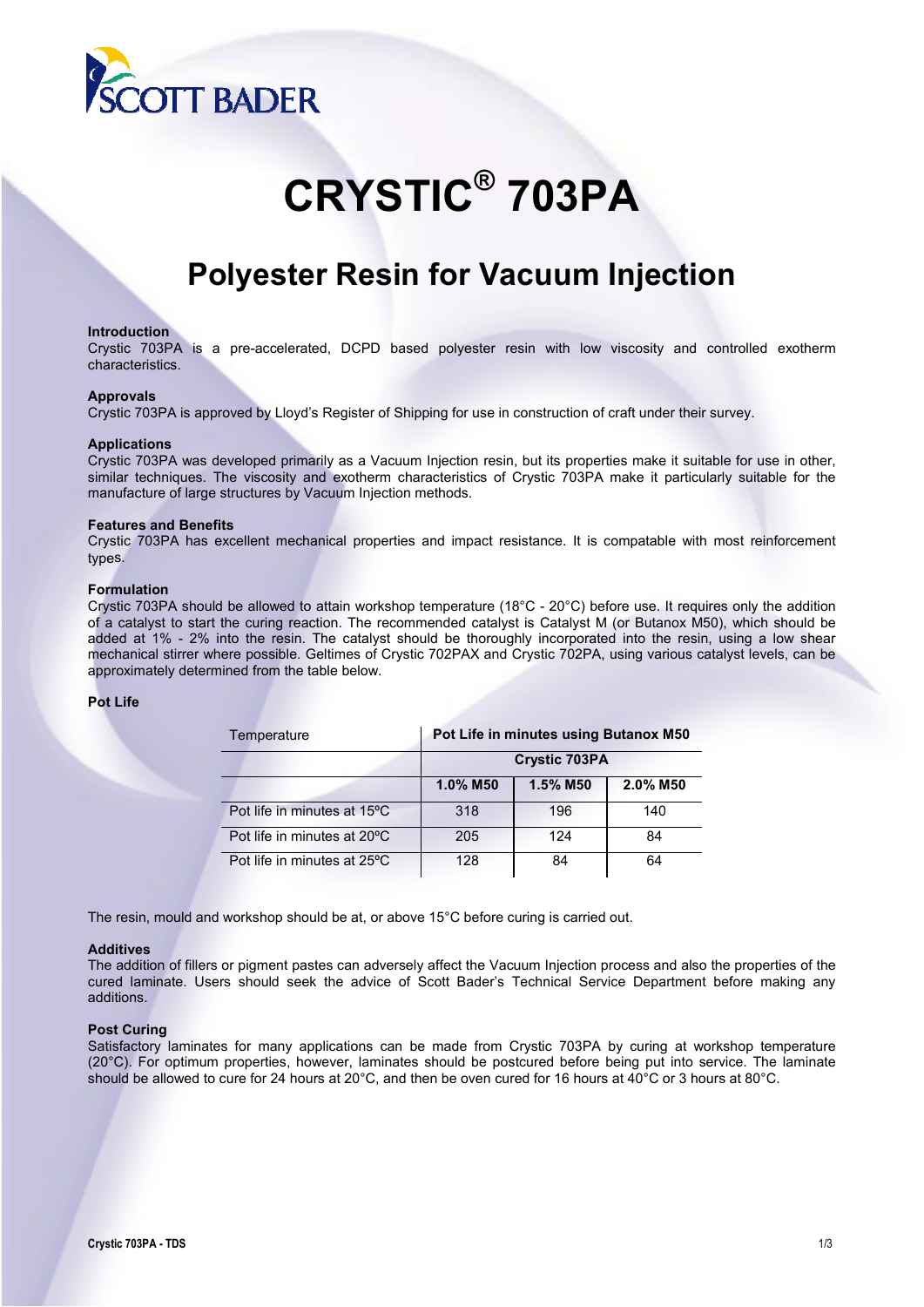# CRYSTIC® 703PA

## Polyester Resin for Vacuum Injection

### Introduction

Crystic 703PA is a pre-accelerated, DCPD based polyester resin with low viscosity and controlled exotherm characteristics.

### Approvals

Crystic 703PA is approved by Lloyd's Register of Shipping for use in construction of craft under their survey.

### Applications

Crystic 703PA was developed primarily as a Vacuum Injection resin, but its properties make it suitable for use in other, similar techniques. The viscosity and exotherm characteristics of Crystic 703PA make it particularly suitable for the manufacture of large structures by Vacuum Injection methods.

### Features and Benefits

Crystic 703PA has excellent mechanical properties and impact resistance. It is compatable with most reinforcement types.

### Formulation

Crystic 703PA should be allowed to attain workshop temperature (18°C - 20°C) before use. It requires only the addition of a catalyst to start the curing reaction. The recommended catalyst is Catalyst M (or Butanox M50), which should be added at 1% - 2% into the resin. The catalyst should be thoroughly incorporated into the resin, using a low shear mechanical stirrer where possible. Geltimes of Crystic 702PAX and Crystic 702PA, using various catalyst levels, can be approximately determined from the table below.

### Pot Life

| Temperature | **Pot Life in minutes using Butanox M50** | | |
|---|---|---|---|
| | **Crystic 703PA** | | |
| | **1.0% M50** | **1.5% M50** | **2.0% M50** |
| Pot life in minutes at 15ºC | 318 | 196 | 140 |
| Pot life in minutes at 20ºC | 205 | 124 | 84 |
| Pot life in minutes at 25ºC | 128 | 84 | 64 |

The resin, mould and workshop should be at, or above 15°C before curing is carried out.

### Additives

The addition of fillers or pigment pastes can adversely affect the Vacuum Injection process and also the properties of the cured laminate. Users should seek the advice of Scott Bader's Technical Service Department before making any additions.

### Post Curing

Satisfactory laminates for many applications can be made from Crystic 703PA by curing at workshop temperature (20°C). For optimum properties, however, laminates should be postcured before being put into service. The laminate should be allowed to cure for 24 hours at 20°C, and then be oven cured for 16 hours at 40°C or 3 hours at 80°C.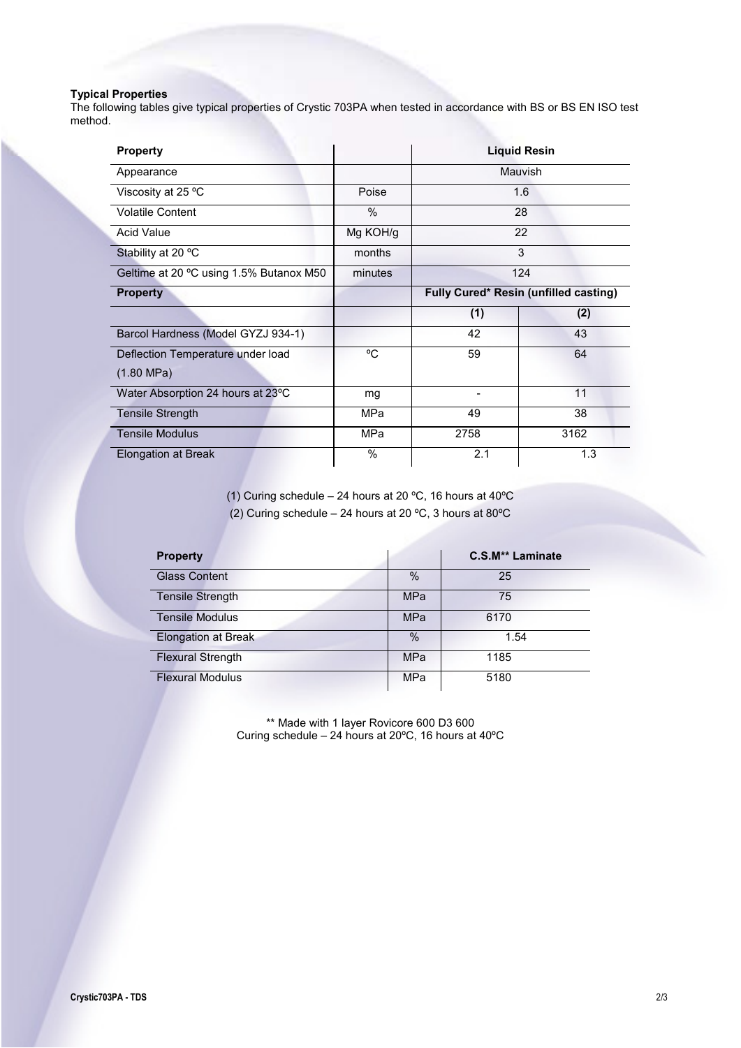**Typical Properties**

The following tables give typical properties of Crystic 703PA when tested in accordance with BS or BS EN ISO test method.

| Property | | Liquid Resin | |
|---|---|---|---|
| Appearance | | Mauvish | |
| Viscosity at 25 ºC | Poise | 1.6 | |
| Volatile Content | % | 28 | |
| Acid Value | Mg KOH/g | 22 | |
| Stability at 20 ºC | months | 3 | |
| Geltime at 20 ºC using 1.5% Butanox M50 | minutes | 124 | |
| **Property** | | **Fully Cured* Resin (unfilled casting)** | |
| | | **(1)** | **(2)** |
| Barcol Hardness (Model GYZJ 934-1) | | 42 | 43 |
| Deflection Temperature under load (1.80 MPa) | ºC | 59 | 64 |
| Water Absorption 24 hours at 23ºC | mg | - | 11 |
| Tensile Strength | MPa | 49 | 38 |
| Tensile Modulus | MPa | 2758 | 3162 |
| Elongation at Break | % | 2.1 | 1.3 |

(1) Curing schedule – 24 hours at 20 ºC, 16 hours at 40ºC

(2) Curing schedule – 24 hours at 20 ºC, 3 hours at 80ºC

| Property | | C.S.M** Laminate |
|---|---|---|
| Glass Content | % | 25 |
| Tensile Strength | MPa | 75 |
| Tensile Modulus | MPa | 6170 |
| Elongation at Break | % | 1.54 |
| Flexural Strength | MPa | 1185 |
| Flexural Modulus | MPa | 5180 |

** Made with 1 layer Rovicore 600 D3 600
Curing schedule – 24 hours at 20ºC, 16 hours at 40ºC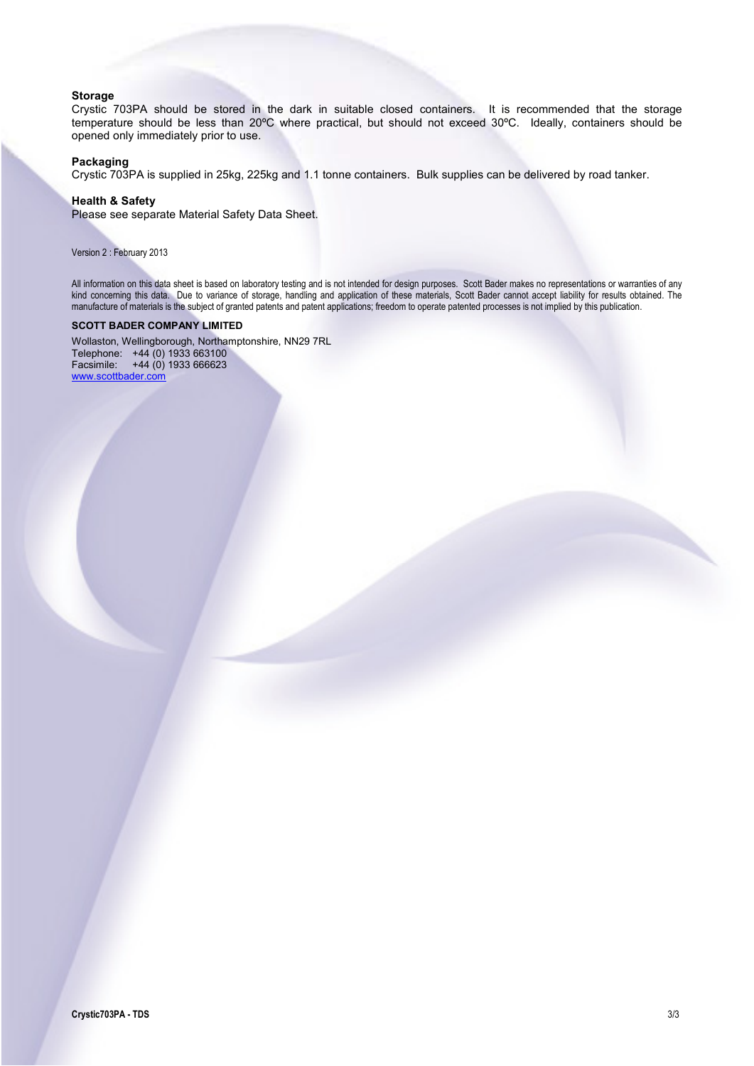### Storage

Crystic 703PA should be stored in the dark in suitable closed containers. It is recommended that the storage temperature should be less than 20ºC where practical, but should not exceed 30ºC. Ideally, containers should be opened only immediately prior to use.

### Packaging

Crystic 703PA is supplied in 25kg, 225kg and 1.1 tonne containers. Bulk supplies can be delivered by road tanker.

### Health & Safety

Please see separate Material Safety Data Sheet.

Version 2 : February 2013

All information on this data sheet is based on laboratory testing and is not intended for design purposes. Scott Bader makes no representations or warranties of any kind concerning this data. Due to variance of storage, handling and application of these materials, Scott Bader cannot accept liability for results obtained. The manufacture of materials is the subject of granted patents and patent applications; freedom to operate patented processes is not implied by this publication.

**SCOTT BADER COMPANY LIMITED**

Wollaston, Wellingborough, Northamptonshire, NN29 7RL
Telephone: +44 (0) 1933 663100
Facsimile: +44 (0) 1933 666623
www.scottbader.com